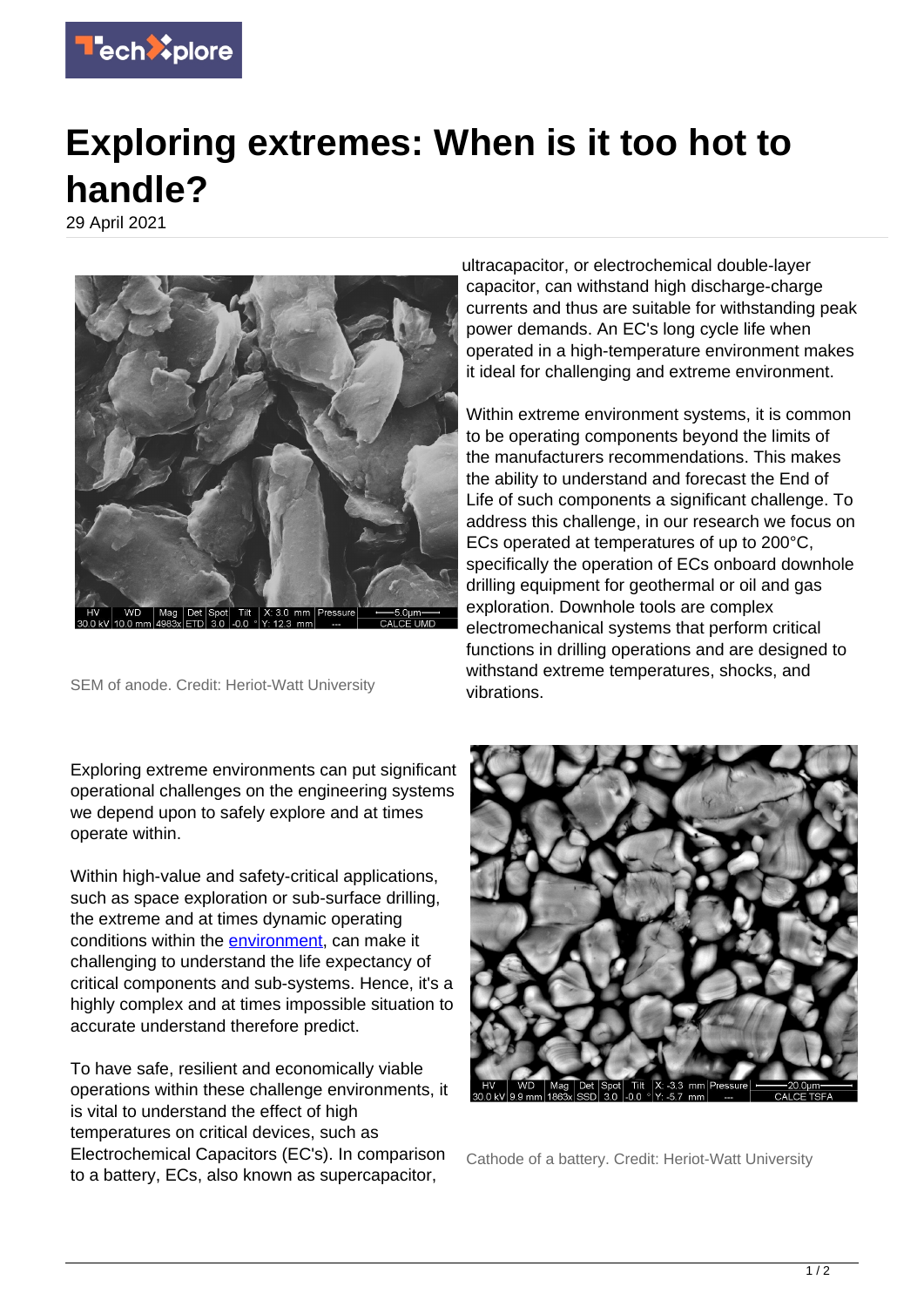# Exploring extremes: When is it too hot to handle?

29 April 2021

SEM of anode. Credit: Heriot-Watt University

Exploring extreme environments can put significant operational challenges on the engineering systems we depend upon to safely explore and at times operate within.

Within high-value and safety-critical applications, such as space exploration or sub-surface drilling, the extreme and at times dynamic operating conditions within the environment, can make it challenging to understand the life expectancy of critical components and sub-systems. Hence, it's a highly complex and at times impossible situation to accurate understand therefore predict.

To have safe, resilient and economically viable operations within these challenge environments, it is vital to understand the effect of high temperatures on critical devices, such as Electrochemical Capacitors (EC's). In comparison to a battery, ECs, also known as supercapacitor, ultracapacitor, or electrochemical double-layer capacitor, can withstand high discharge-charge currents and thus are suitable for withstanding peak power demands. An EC's long cycle life when operated in a high-temperature environment makes it ideal for challenging and extreme environment.

Within extreme environment systems, it is common to be operating components beyond the limits of the manufacturers recommendations. This makes the ability to understand and forecast the End of Life of such components a significant challenge. To address this challenge, in our research we focus on ECs operated at temperatures of up to 200°C, specifically the operation of ECs onboard downhole drilling equipment for geothermal or oil and gas exploration. Downhole tools are complex electromechanical systems that perform critical functions in drilling operations and are designed to withstand extreme temperatures, shocks, and vibrations.

Cathode of a battery. Credit: Heriot-Watt University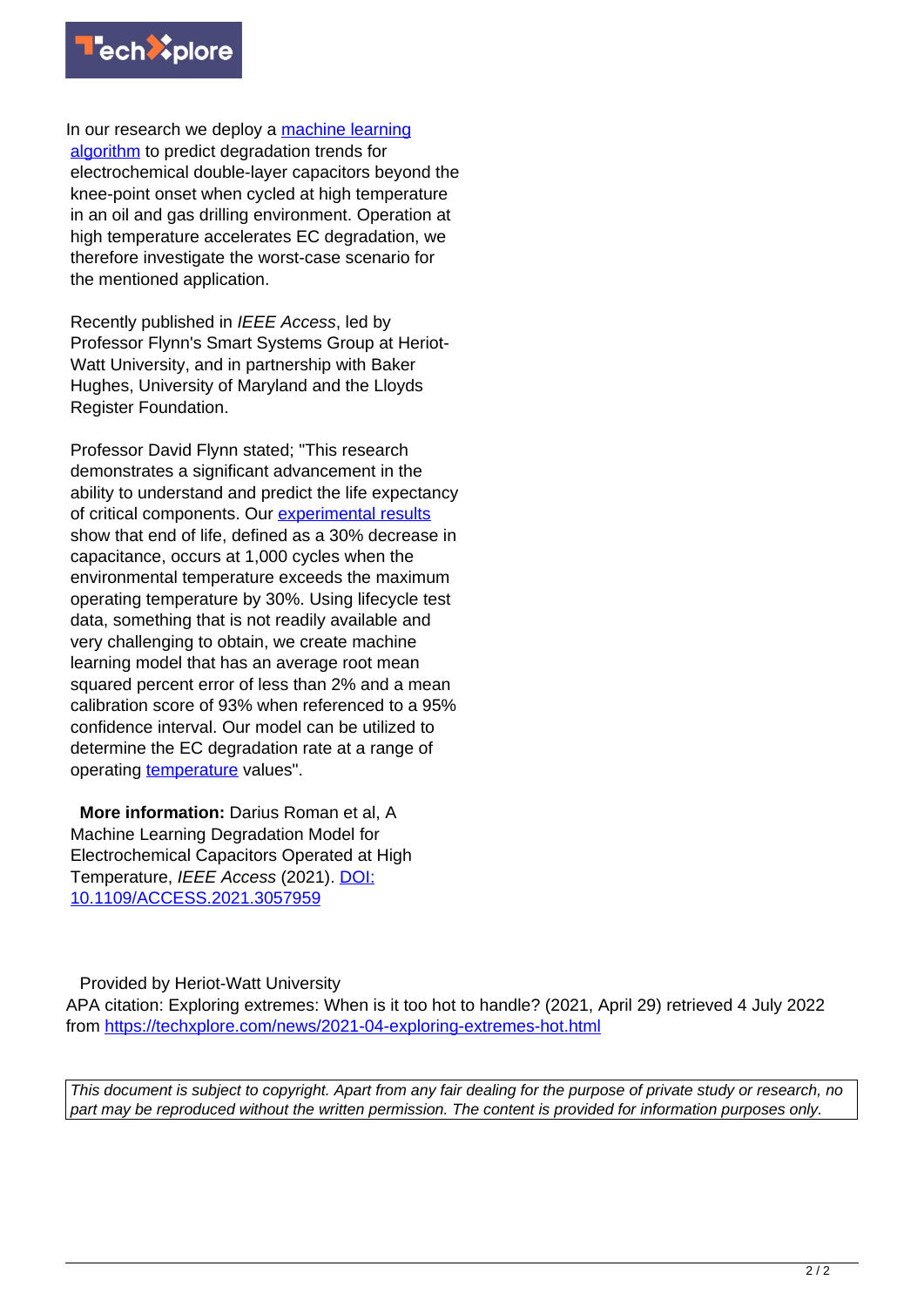In our research we deploy a machine learning algorithm to predict degradation trends for electrochemical double-layer capacitors beyond the knee-point onset when cycled at high temperature in an oil and gas drilling environment. Operation at high temperature accelerates EC degradation, we therefore investigate the worst-case scenario for the mentioned application.

Recently published in *IEEE Access*, led by Professor Flynn's Smart Systems Group at Heriot-Watt University, and in partnership with Baker Hughes, University of Maryland and the Lloyds Register Foundation.

Professor David Flynn stated; "This research demonstrates a significant advancement in the ability to understand and predict the life expectancy of critical components. Our experimental results show that end of life, defined as a 30% decrease in capacitance, occurs at 1,000 cycles when the environmental temperature exceeds the maximum operating temperature by 30%. Using lifecycle test data, something that is not readily available and very challenging to obtain, we create machine learning model that has an average root mean squared percent error of less than 2% and a mean calibration score of 93% when referenced to a 95% confidence interval. Our model can be utilized to determine the EC degradation rate at a range of operating temperature values".

**More information:** Darius Roman et al, A Machine Learning Degradation Model for Electrochemical Capacitors Operated at High Temperature, *IEEE Access* (2021). DOI: 10.1109/ACCESS.2021.3057959

Provided by Heriot-Watt University

APA citation: Exploring extremes: When is it too hot to handle? (2021, April 29) retrieved 4 July 2022 from https://techxplore.com/news/2021-04-exploring-extremes-hot.html

*This document is subject to copyright. Apart from any fair dealing for the purpose of private study or research, no part may be reproduced without the written permission. The content is provided for information purposes only.*